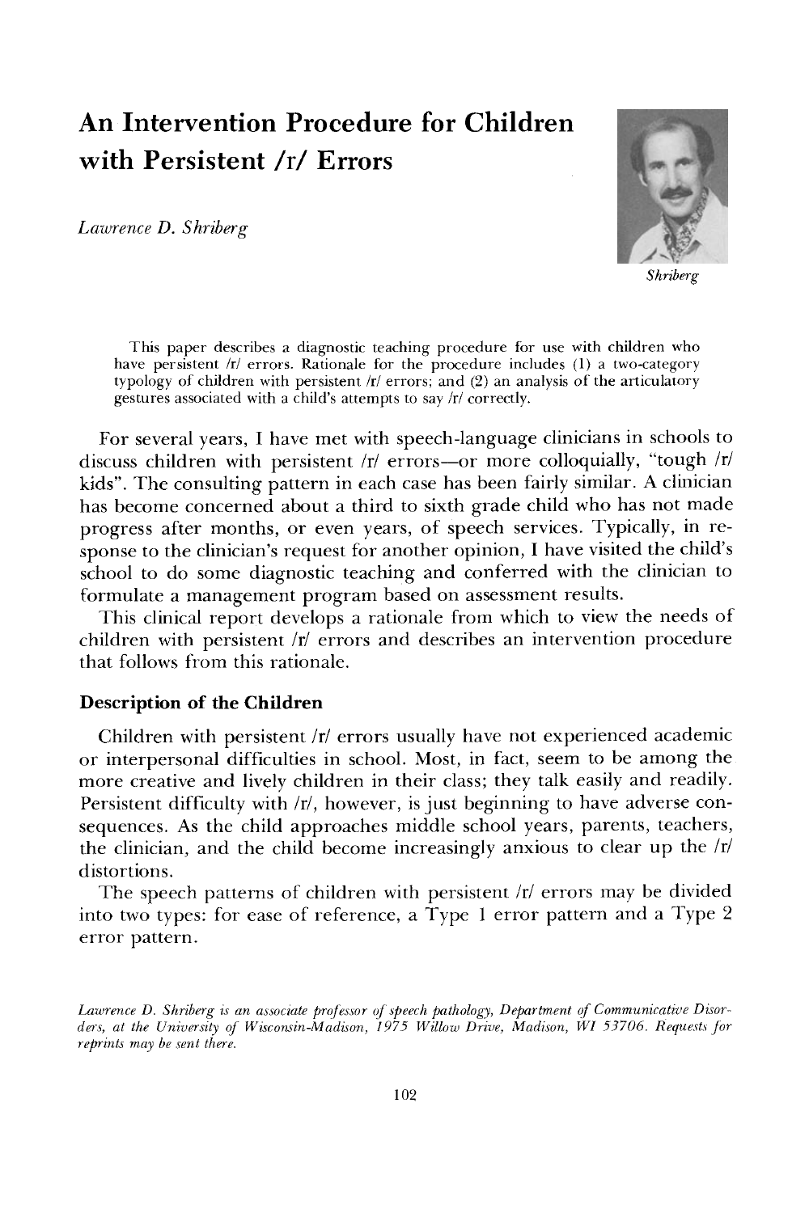# An Intervention Procedure for Children with Persistent /r/ Errors

*Lawrence D. Shriberg*

*Shriberg*

This paper describes a diagnostic teaching procedure for use with children who have persistent /r/ errors. Rationale for the procedure includes (1) a two-category typology of children with persistent /r/ errors; and (2) an analysis of the articulatory gestures associated with a child's attempts to say /r/ correctly.

For several years, I have met with speech-language clinicians in schools to discuss children with persistent /r/ errors—or more colloquially, "tough /r/ kids". The consulting pattern in each case has been fairly similar. A clinician has become concerned about a third to sixth grade child who has not made progress after months, or even years, of speech services. Typically, in response to the clinician's request for another opinion, I have visited the child's school to do some diagnostic teaching and conferred with the clinician to formulate a management program based on assessment results.

This clinical report develops a rationale from which to view the needs of children with persistent /r/ errors and describes an intervention procedure that follows from this rationale.

## Description of the Children

Children with persistent /r/ errors usually have not experienced academic or interpersonal difficulties in school. Most, in fact, seem to be among the more creative and lively children in their class; they talk easily and readily. Persistent difficulty with /r/, however, is just beginning to have adverse consequences. As the child approaches middle school years, parents, teachers, the clinician, and the child become increasingly anxious to clear up the /r/ distortions.

The speech patterns of children with persistent /r/ errors may be divided into two types: for ease of reference, a Type 1 error pattern and a Type 2 error pattern.

*Lawrence D. Shriberg is an associate professor of speech pathology, Department of Communicative Disorders, at the University of Wisconsin-Madison, 1975 Willow Drive, Madison, WI 53706. Requests for reprints may be sent there.*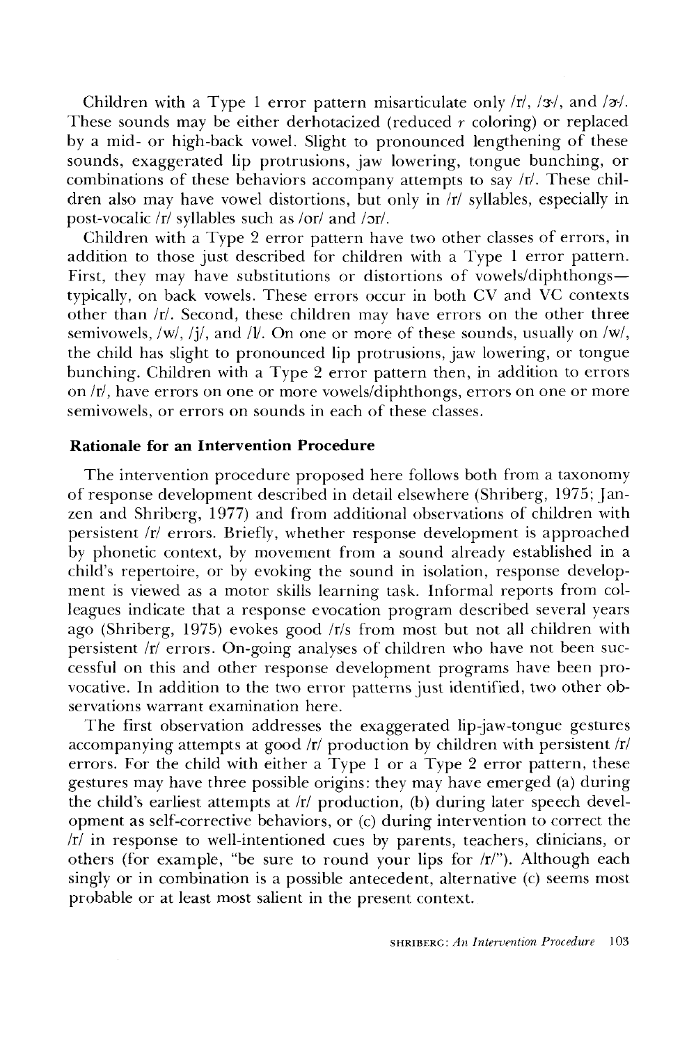Children with a Type 1 error pattern misarticulate only /r/, /ɝ/, and /ɚ/. These sounds may be either derhotacized (reduced *r* coloring) or replaced by a mid- or high-back vowel. Slight to pronounced lengthening of these sounds, exaggerated lip protrusions, jaw lowering, tongue bunching, or combinations of these behaviors accompany attempts to say /r/. These children also may have vowel distortions, but only in /r/ syllables, especially in post-vocalic /r/ syllables such as /or/ and /ɔr/.

Children with a Type 2 error pattern have two other classes of errors, in addition to those just described for children with a Type 1 error pattern. First, they may have substitutions or distortions of vowels/diphthongs—typically, on back vowels. These errors occur in both CV and VC contexts other than /r/. Second, these children may have errors on the other three semivowels, /w/, /j/, and /l/. On one or more of these sounds, usually on /w/, the child has slight to pronounced lip protrusions, jaw lowering, or tongue bunching. Children with a Type 2 error pattern then, in addition to errors on /r/, have errors on one or more vowels/diphthongs, errors on one or more semivowels, or errors on sounds in each of these classes.

### Rationale for an Intervention Procedure

The intervention procedure proposed here follows both from a taxonomy of response development described in detail elsewhere (Shriberg, 1975; Janzen and Shriberg, 1977) and from additional observations of children with persistent /r/ errors. Briefly, whether response development is approached by phonetic context, by movement from a sound already established in a child's repertoire, or by evoking the sound in isolation, response development is viewed as a motor skills learning task. Informal reports from colleagues indicate that a response evocation program described several years ago (Shriberg, 1975) evokes good /r/s from most but not all children with persistent /r/ errors. On-going analyses of children who have not been successful on this and other response development programs have been provocative. In addition to the two error patterns just identified, two other observations warrant examination here.

The first observation addresses the exaggerated lip-jaw-tongue gestures accompanying attempts at good /r/ production by children with persistent /r/ errors. For the child with either a Type 1 or a Type 2 error pattern, these gestures may have three possible origins: they may have emerged (a) during the child's earliest attempts at /r/ production, (b) during later speech development as self-corrective behaviors, or (c) during intervention to correct the /r/ in response to well-intentioned cues by parents, teachers, clinicians, or others (for example, "be sure to round your lips for /r/"). Although each singly or in combination is a possible antecedent, alternative (c) seems most probable or at least most salient in the present context.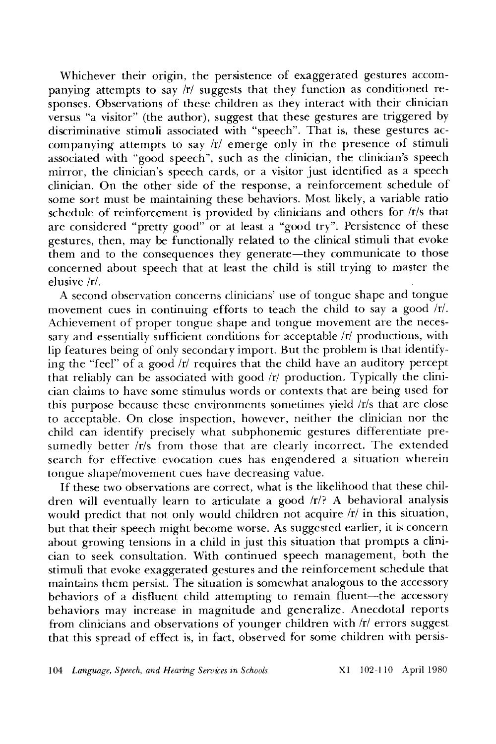Whichever their origin, the persistence of exaggerated gestures accompanying attempts to say /r/ suggests that they function as conditioned responses. Observations of these children as they interact with their clinician versus "a visitor" (the author), suggest that these gestures are triggered by discriminative stimuli associated with "speech". That is, these gestures accompanying attempts to say /r/ emerge only in the presence of stimuli associated with "good speech", such as the clinician, the clinician's speech mirror, the clinician's speech cards, or a visitor just identified as a speech clinician. On the other side of the response, a reinforcement schedule of some sort must be maintaining these behaviors. Most likely, a variable ratio schedule of reinforcement is provided by clinicians and others for /r/s that are considered "pretty good" or at least a "good try". Persistence of these gestures, then, may be functionally related to the clinical stimuli that evoke them and to the consequences they generate—they communicate to those concerned about speech that at least the child is still trying to master the elusive /r/.

A second observation concerns clinicians' use of tongue shape and tongue movement cues in continuing efforts to teach the child to say a good /r/. Achievement of proper tongue shape and tongue movement are the necessary and essentially sufficient conditions for acceptable /r/ productions, with lip features being of only secondary import. But the problem is that identifying the "feel" of a good /r/ requires that the child have an auditory percept that reliably can be associated with good /r/ production. Typically the clinician claims to have some stimulus words or contexts that are being used for this purpose because these environments sometimes yield /r/s that are close to acceptable. On close inspection, however, neither the clinician nor the child can identify precisely what subphonemic gestures differentiate presumedly better /r/s from those that are clearly incorrect. The extended search for effective evocation cues has engendered a situation wherein tongue shape/movement cues have decreasing value.

If these two observations are correct, what is the likelihood that these children will eventually learn to articulate a good /r/? A behavioral analysis would predict that not only would children not acquire /r/ in this situation, but that their speech might become worse. As suggested earlier, it is concern about growing tensions in a child in just this situation that prompts a clinician to seek consultation. With continued speech management, both the stimuli that evoke exaggerated gestures and the reinforcement schedule that maintains them persist. The situation is somewhat analogous to the accessory behaviors of a disfluent child attempting to remain fluent—the accessory behaviors may increase in magnitude and generalize. Anecdotal reports from clinicians and observations of younger children with /r/ errors suggest that this spread of effect is, in fact, observed for some children with persis-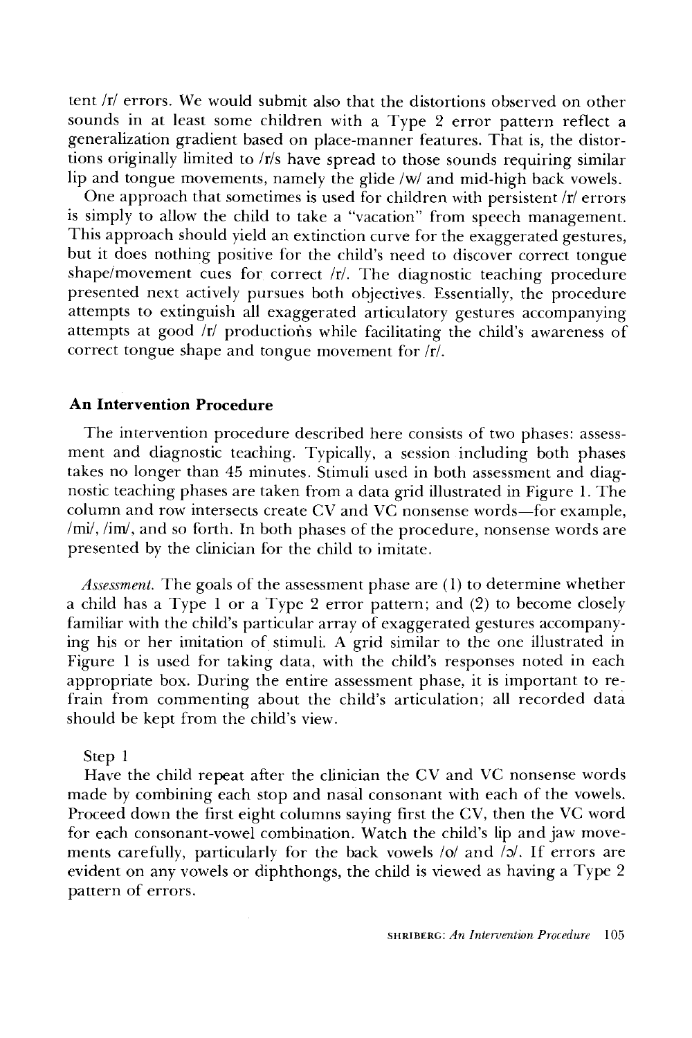tent /r/ errors. We would submit also that the distortions observed on other sounds in at least some children with a Type 2 error pattern reflect a generalization gradient based on place-manner features. That is, the distortions originally limited to /r/s have spread to those sounds requiring similar lip and tongue movements, namely the glide /w/ and mid-high back vowels.

One approach that sometimes is used for children with persistent /r/ errors is simply to allow the child to take a "vacation" from speech management. This approach should yield an extinction curve for the exaggerated gestures, but it does nothing positive for the child's need to discover correct tongue shape/movement cues for correct /r/. The diagnostic teaching procedure presented next actively pursues both objectives. Essentially, the procedure attempts to extinguish all exaggerated articulatory gestures accompanying attempts at good /r/ productions while facilitating the child's awareness of correct tongue shape and tongue movement for /r/.

### An Intervention Procedure

The intervention procedure described here consists of two phases: assessment and diagnostic teaching. Typically, a session including both phases takes no longer than 45 minutes. Stimuli used in both assessment and diagnostic teaching phases are taken from a data grid illustrated in Figure 1. The column and row intersects create CV and VC nonsense words—for example, /mi/, /im/, and so forth. In both phases of the procedure, nonsense words are presented by the clinician for the child to imitate.

*Assessment.* The goals of the assessment phase are (1) to determine whether a child has a Type 1 or a Type 2 error pattern; and (2) to become closely familiar with the child's particular array of exaggerated gestures accompanying his or her imitation of stimuli. A grid similar to the one illustrated in Figure 1 is used for taking data, with the child's responses noted in each appropriate box. During the entire assessment phase, it is important to refrain from commenting about the child's articulation; all recorded data should be kept from the child's view.

Step 1

Have the child repeat after the clinician the CV and VC nonsense words made by combining each stop and nasal consonant with each of the vowels. Proceed down the first eight columns saying first the CV, then the VC word for each consonant-vowel combination. Watch the child's lip and jaw movements carefully, particularly for the back vowels /o/ and /ɔ/. If errors are evident on any vowels or diphthongs, the child is viewed as having a Type 2 pattern of errors.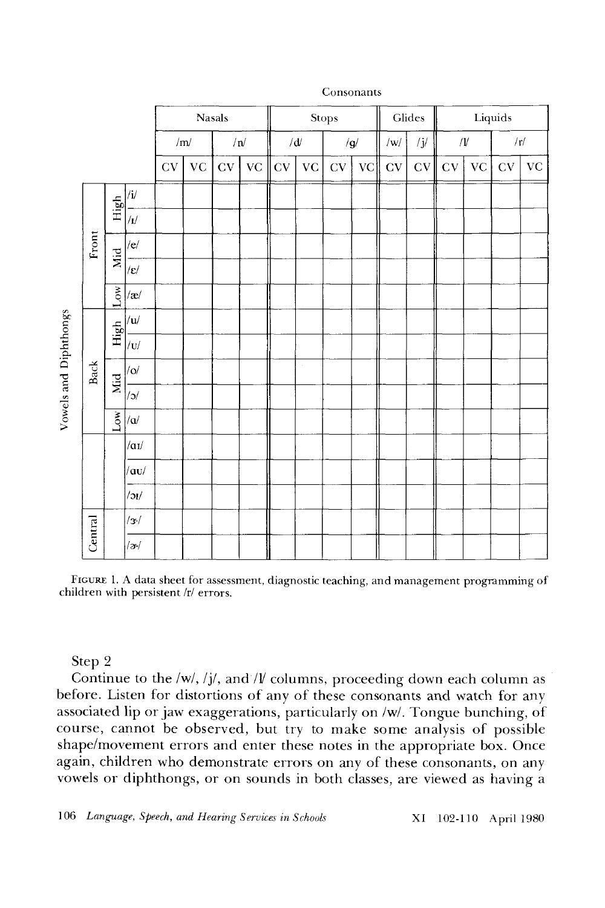| | | | Consonants | | | | | | | | | | | | | | |
|---|---|---|---|---|---|---|---|---|---|---|---|---|---|---|---|---|---|
| | | | Nasals | | | | Stops | | | | Glides | | Liquids | | | | |
| | | | /m/ | | /n/ | | /d/ | | /g/ | | /w/ | /j/ | /l/ | | /r/ | | |
| | | | CV | VC | CV | VC | CV | VC | CV | VC | CV | CV | CV | VC | CV | VC | |
| Vowels and Diphthongs | Front | High | /i/ | | | | | | | | | | | | | | |
| | | | /ɪ/ | | | | | | | | | | | | | | |
| | | Mid | /e/ | | | | | | | | | | | | | | |
| | | | /ɛ/ | | | | | | | | | | | | | | |
| | | Low | /æ/ | | | | | | | | | | | | | | |
| | Back | High | /u/ | | | | | | | | | | | | | | |
| | | | /ʊ/ | | | | | | | | | | | | | | |
| | | Mid | /o/ | | | | | | | | | | | | | | |
| | | | /ɔ/ | | | | | | | | | | | | | | |
| | | Low | /ɑ/ | | | | | | | | | | | | | | |
| | | | /ɑɪ/ | | | | | | | | | | | | | | |
| | | | /ɑʊ/ | | | | | | | | | | | | | | |
| | | | /ɔɪ/ | | | | | | | | | | | | | | |
| | Central | | /ɝ/ | | | | | | | | | | | | | | |
| | | | /ɚ/ | | | | | | | | | | | | | | |

FIGURE 1. A data sheet for assessment, diagnostic teaching, and management programming of children with persistent /r/ errors.

Step 2

Continue to the /w/, /j/, and /l/ columns, proceeding down each column as before. Listen for distortions of any of these consonants and watch for any associated lip or jaw exaggerations, particularly on /w/. Tongue bunching, of course, cannot be observed, but try to make some analysis of possible shape/movement errors and enter these notes in the appropriate box. Once again, children who demonstrate errors on any of these consonants, on any vowels or diphthongs, or on sounds in both classes, are viewed as having a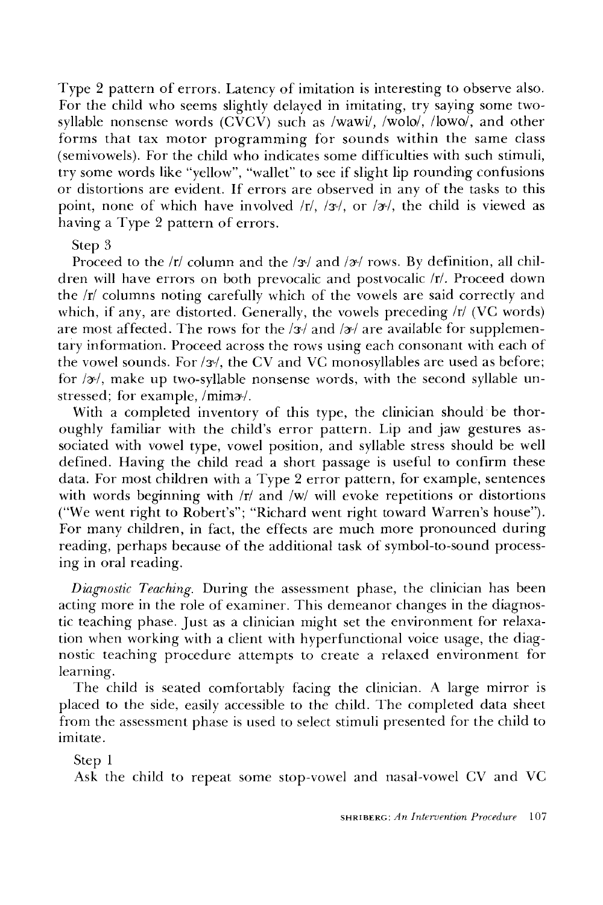Type 2 pattern of errors. Latency of imitation is interesting to observe also. For the child who seems slightly delayed in imitating, try saying some two-syllable nonsense words (CVCV) such as /wawi/, /wolo/, /lowo/, and other forms that tax motor programming for sounds within the same class (semivowels). For the child who indicates some difficulties with such stimuli, try some words like "yellow", "wallet" to see if slight lip rounding confusions or distortions are evident. If errors are observed in any of the tasks to this point, none of which have involved /r/, /ɝ/, or /ɚ/, the child is viewed as having a Type 2 pattern of errors.

Step 3

Proceed to the /r/ column and the /ɝ/ and /ɚ/ rows. By definition, all children will have errors on both prevocalic and postvocalic /r/. Proceed down the /r/ columns noting carefully which of the vowels are said correctly and which, if any, are distorted. Generally, the vowels preceding /r/ (VC words) are most affected. The rows for the /ɝ/ and /ɚ/ are available for supplementary information. Proceed across the rows using each consonant with each of the vowel sounds. For /ɝ/, the CV and VC monosyllables are used as before; for /ɚ/, make up two-syllable nonsense words, with the second syllable unstressed; for example, /mimɚ/.

With a completed inventory of this type, the clinician should be thoroughly familiar with the child's error pattern. Lip and jaw gestures associated with vowel type, vowel position, and syllable stress should be well defined. Having the child read a short passage is useful to confirm these data. For most children with a Type 2 error pattern, for example, sentences with words beginning with /r/ and /w/ will evoke repetitions or distortions ("We went right to Robert's"; "Richard went right toward Warren's house"). For many children, in fact, the effects are much more pronounced during reading, perhaps because of the additional task of symbol-to-sound processing in oral reading.

*Diagnostic Teaching.* During the assessment phase, the clinician has been acting more in the role of examiner. This demeanor changes in the diagnostic teaching phase. Just as a clinician might set the environment for relaxation when working with a client with hyperfunctional voice usage, the diagnostic teaching procedure attempts to create a relaxed environment for learning.

The child is seated comfortably facing the clinician. A large mirror is placed to the side, easily accessible to the child. The completed data sheet from the assessment phase is used to select stimuli presented for the child to imitate.

Step 1

Ask the child to repeat some stop-vowel and nasal-vowel CV and VC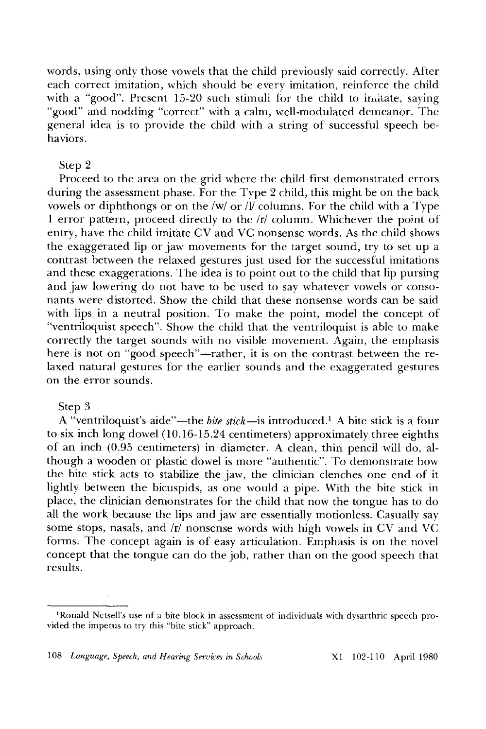words, using only those vowels that the child previously said correctly. After each correct imitation, which should be every imitation, reinforce the child with a "good". Present 15-20 such stimuli for the child to imitate, saying "good" and nodding "correct" with a calm, well-modulated demeanor. The general idea is to provide the child with a string of successful speech behaviors.

Step 2

Proceed to the area on the grid where the child first demonstrated errors during the assessment phase. For the Type 2 child, this might be on the back vowels or diphthongs or on the /w/ or /l/ columns. For the child with a Type 1 error pattern, proceed directly to the /r/ column. Whichever the point of entry, have the child imitate CV and VC nonsense words. As the child shows the exaggerated lip or jaw movements for the target sound, try to set up a contrast between the relaxed gestures just used for the successful imitations and these exaggerations. The idea is to point out to the child that lip pursing and jaw lowering do not have to be used to say whatever vowels or consonants were distorted. Show the child that these nonsense words can be said with lips in a neutral position. To make the point, model the concept of "ventriloquist speech". Show the child that the ventriloquist is able to make correctly the target sounds with no visible movement. Again, the emphasis here is not on "good speech"—rather, it is on the contrast between the relaxed natural gestures for the earlier sounds and the exaggerated gestures on the error sounds.

Step 3

A "ventriloquist's aide"—the *bite stick*—is introduced.[1] A bite stick is a four to six inch long dowel (10.16-15.24 centimeters) approximately three eighths of an inch (0.95 centimeters) in diameter. A clean, thin pencil will do, although a wooden or plastic dowel is more "authentic". To demonstrate how the bite stick acts to stabilize the jaw, the clinician clenches one end of it lightly between the bicuspids, as one would a pipe. With the bite stick in place, the clinician demonstrates for the child that now the tongue has to do all the work because the lips and jaw are essentially motionless. Casually say some stops, nasals, and /r/ nonsense words with high vowels in CV and VC forms. The concept again is of easy articulation. Emphasis is on the novel concept that the tongue can do the job, rather than on the good speech that results.

---

[1]Ronald Netsell's use of a bite block in assessment of individuals with dysarthric speech provided the impetus to try this "bite stick" approach.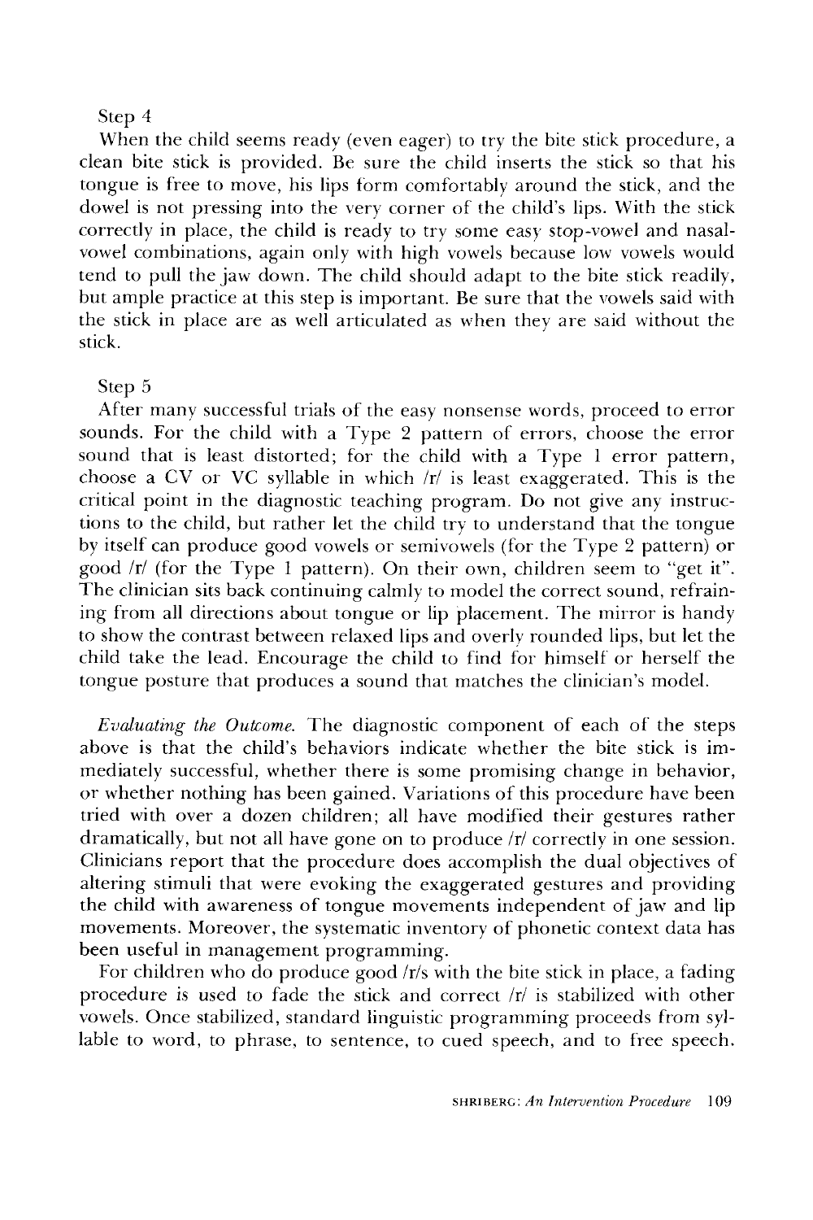Step 4

When the child seems ready (even eager) to try the bite stick procedure, a clean bite stick is provided. Be sure the child inserts the stick so that his tongue is free to move, his lips form comfortably around the stick, and the dowel is not pressing into the very corner of the child's lips. With the stick correctly in place, the child is ready to try some easy stop-vowel and nasal-vowel combinations, again only with high vowels because low vowels would tend to pull the jaw down. The child should adapt to the bite stick readily, but ample practice at this step is important. Be sure that the vowels said with the stick in place are as well articulated as when they are said without the stick.

Step 5

After many successful trials of the easy nonsense words, proceed to error sounds. For the child with a Type 2 pattern of errors, choose the error sound that is least distorted; for the child with a Type 1 error pattern, choose a CV or VC syllable in which /r/ is least exaggerated. This is the critical point in the diagnostic teaching program. Do not give any instructions to the child, but rather let the child try to understand that the tongue by itself can produce good vowels or semivowels (for the Type 2 pattern) or good /r/ (for the Type 1 pattern). On their own, children seem to "get it". The clinician sits back continuing calmly to model the correct sound, refraining from all directions about tongue or lip placement. The mirror is handy to show the contrast between relaxed lips and overly rounded lips, but let the child take the lead. Encourage the child to find for himself or herself the tongue posture that produces a sound that matches the clinician's model.

*Evaluating the Outcome.* The diagnostic component of each of the steps above is that the child's behaviors indicate whether the bite stick is immediately successful, whether there is some promising change in behavior, or whether nothing has been gained. Variations of this procedure have been tried with over a dozen children; all have modified their gestures rather dramatically, but not all have gone on to produce /r/ correctly in one session. Clinicians report that the procedure does accomplish the dual objectives of altering stimuli that were evoking the exaggerated gestures and providing the child with awareness of tongue movements independent of jaw and lip movements. Moreover, the systematic inventory of phonetic context data has been useful in management programming.

For children who do produce good /r/s with the bite stick in place, a fading procedure is used to fade the stick and correct /r/ is stabilized with other vowels. Once stabilized, standard linguistic programming proceeds from syllable to word, to phrase, to sentence, to cued speech, and to free speech.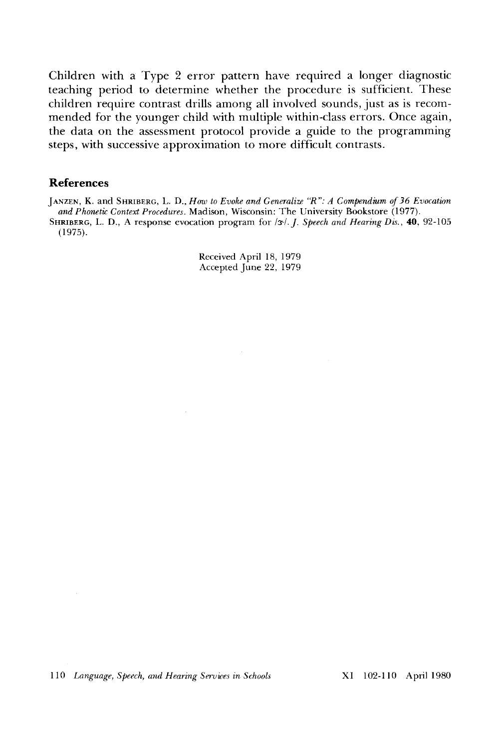Children with a Type 2 error pattern have required a longer diagnostic teaching period to determine whether the procedure is sufficient. These children require contrast drills among all involved sounds, just as is recommended for the younger child with multiple within-class errors. Once again, the data on the assessment protocol provide a guide to the programming steps, with successive approximation to more difficult contrasts.

## References

JANZEN, K. and SHRIBERG, L. D., *How to Evoke and Generalize "R": A Compendium of 36 Evocation and Phonetic Context Procedures*. Madison, Wisconsin: The University Bookstore (1977).

SHRIBERG, L. D., A response evocation program for /ɝ/. *J. Speech and Hearing Dis.*, **40**, 92-105 (1975).

Received April 18, 1979
Accepted June 22, 1979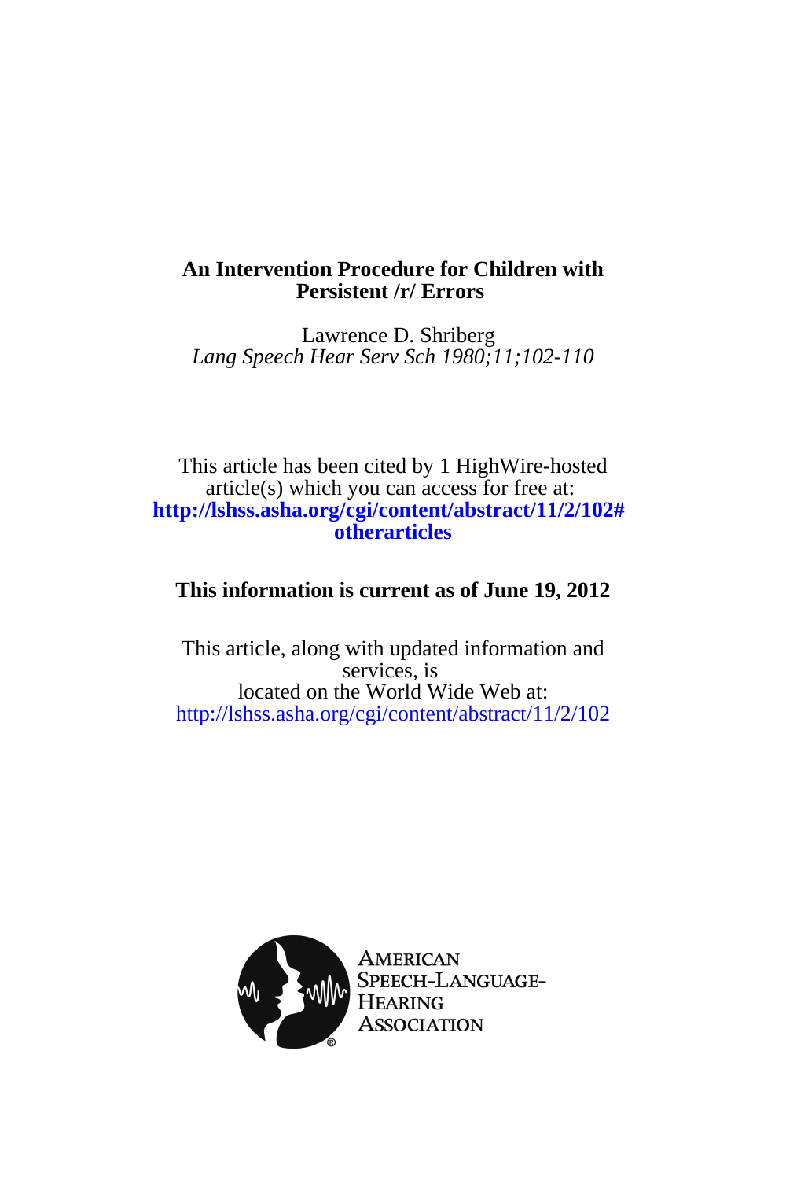**An Intervention Procedure for Children with Persistent /r/ Errors**

Lawrence D. Shriberg
*Lang Speech Hear Serv Sch 1980;11;102-110*

This article has been cited by 1 HighWire-hosted article(s) which you can access for free at:
**http://lshss.asha.org/cgi/content/abstract/11/2/102#otherarticles**

**This information is current as of June 19, 2012**

This article, along with updated information and services, is located on the World Wide Web at:
http://lshss.asha.org/cgi/content/abstract/11/2/102

AMERICAN SPEECH-LANGUAGE-HEARING ASSOCIATION